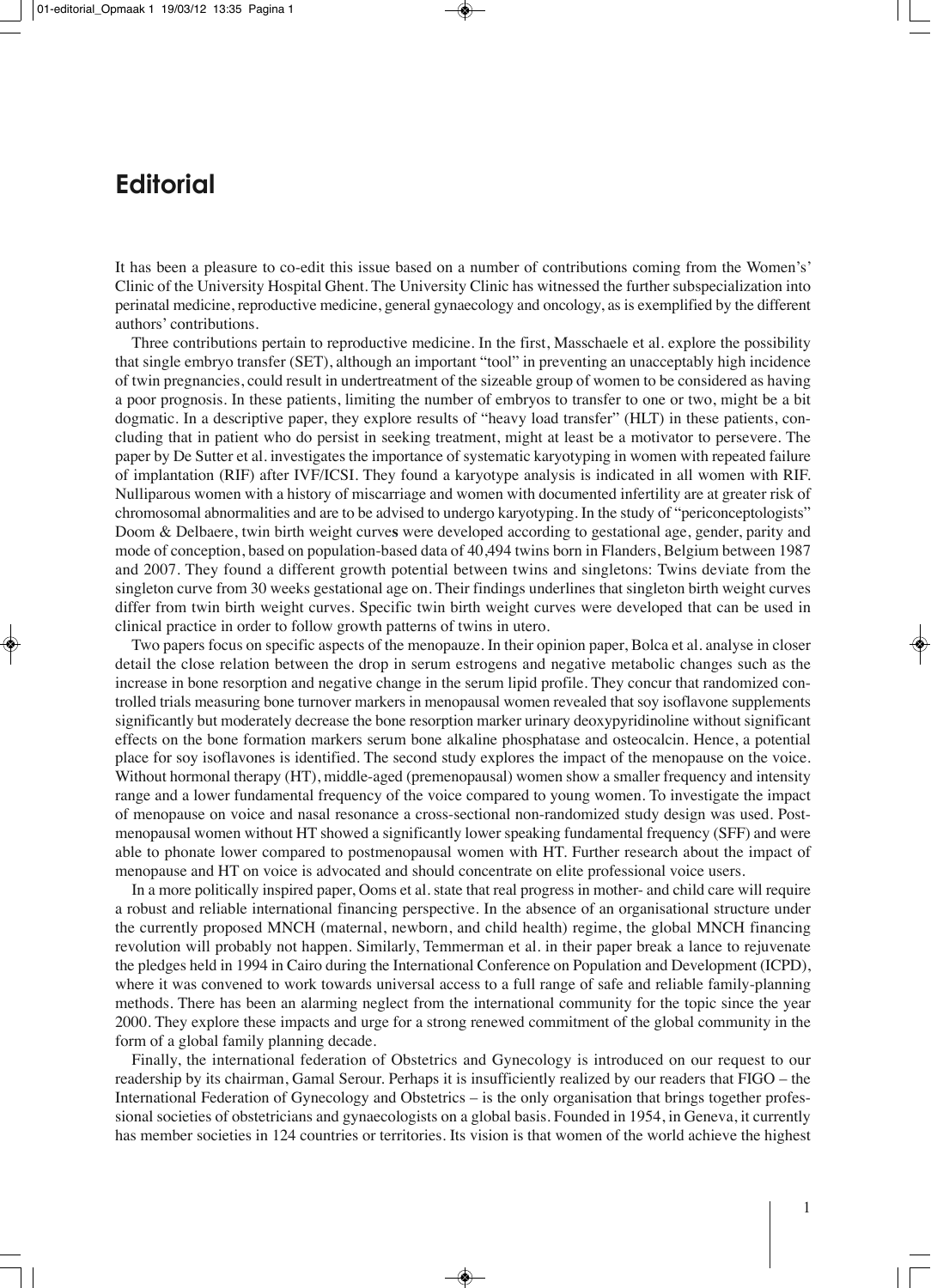# Editorial

It has been a pleasure to co-edit this issue based on a number of contributions coming from the Women's' Clinic of the University Hospital Ghent. The University Clinic has witnessed the further subspecialization into perinatal medicine, reproductive medicine, general gynaecology and oncology, as is exemplified by the different authors' contributions.

Three contributions pertain to reproductive medicine. In the first, Masschaele et al. explore the possibility that single embryo transfer (SET), although an important "tool" in preventing an unacceptably high incidence of twin pregnancies, could result in undertreatment of the sizeable group of women to be considered as having a poor prognosis. In these patients, limiting the number of embryos to transfer to one or two, might be a bit dogmatic. In a descriptive paper, they explore results of "heavy load transfer" (HLT) in these patients, concluding that in patient who do persist in seeking treatment, might at least be a motivator to persevere. The paper by De Sutter et al. investigates the importance of systematic karyotyping in women with repeated failure of implantation (RIF) after IVF/ICSI. They found a karyotype analysis is indicated in all women with RIF. Nulliparous women with a history of miscarriage and women with documented infertility are at greater risk of chromosomal abnormalities and are to be advised to undergo karyotyping. In the study of "periconceptologists" Doom & Delbaere, twin birth weight curves were developed according to gestational age, gender, parity and mode of conception, based on population-based data of 40,494 twins born in Flanders, Belgium between 1987 and 2007. They found a different growth potential between twins and singletons: Twins deviate from the singleton curve from 30 weeks gestational age on. Their findings underlines that singleton birth weight curves differ from twin birth weight curves. Specific twin birth weight curves were developed that can be used in clinical practice in order to follow growth patterns of twins in utero.

Two papers focus on specific aspects of the menopauze. In their opinion paper, Bolca et al. analyse in closer detail the close relation between the drop in serum estrogens and negative metabolic changes such as the increase in bone resorption and negative change in the serum lipid profile. They concur that randomized controlled trials measuring bone turnover markers in menopausal women revealed that soy isoflavone supplements significantly but moderately decrease the bone resorption marker urinary deoxypyridinoline without significant effects on the bone formation markers serum bone alkaline phosphatase and osteocalcin. Hence, a potential place for soy isoflavones is identified. The second study explores the impact of the menopause on the voice. Without hormonal therapy (HT), middle-aged (premenopausal) women show a smaller frequency and intensity range and a lower fundamental frequency of the voice compared to young women. To investigate the impact of menopause on voice and nasal resonance a cross-sectional non-randomized study design was used. Postmenopausal women without HT showed a significantly lower speaking fundamental frequency (SFF) and were able to phonate lower compared to postmenopausal women with HT. Further research about the impact of menopause and HT on voice is advocated and should concentrate on elite professional voice users.

In a more politically inspired paper, Ooms et al. state that real progress in mother- and child care will require a robust and reliable international financing perspective. In the absence of an organisational structure under the currently proposed MNCH (maternal, newborn, and child health) regime, the global MNCH financing revolution will probably not happen. Similarly, Temmerman et al. in their paper break a lance to rejuvenate the pledges held in 1994 in Cairo during the International Conference on Population and Development (ICPD), where it was convened to work towards universal access to a full range of safe and reliable family-planning methods. There has been an alarming neglect from the international community for the topic since the year 2000. They explore these impacts and urge for a strong renewed commitment of the global community in the form of a global family planning decade.

Finally, the international federation of Obstetrics and Gynecology is introduced on our request to our readership by its chairman, Gamal Serour. Perhaps it is insufficiently realized by our readers that FIGO – the International Federation of Gynecology and Obstetrics – is the only organisation that brings together professional societies of obstetricians and gynaecologists on a global basis. Founded in 1954, in Geneva, it currently has member societies in 124 countries or territories. Its vision is that women of the world achieve the highest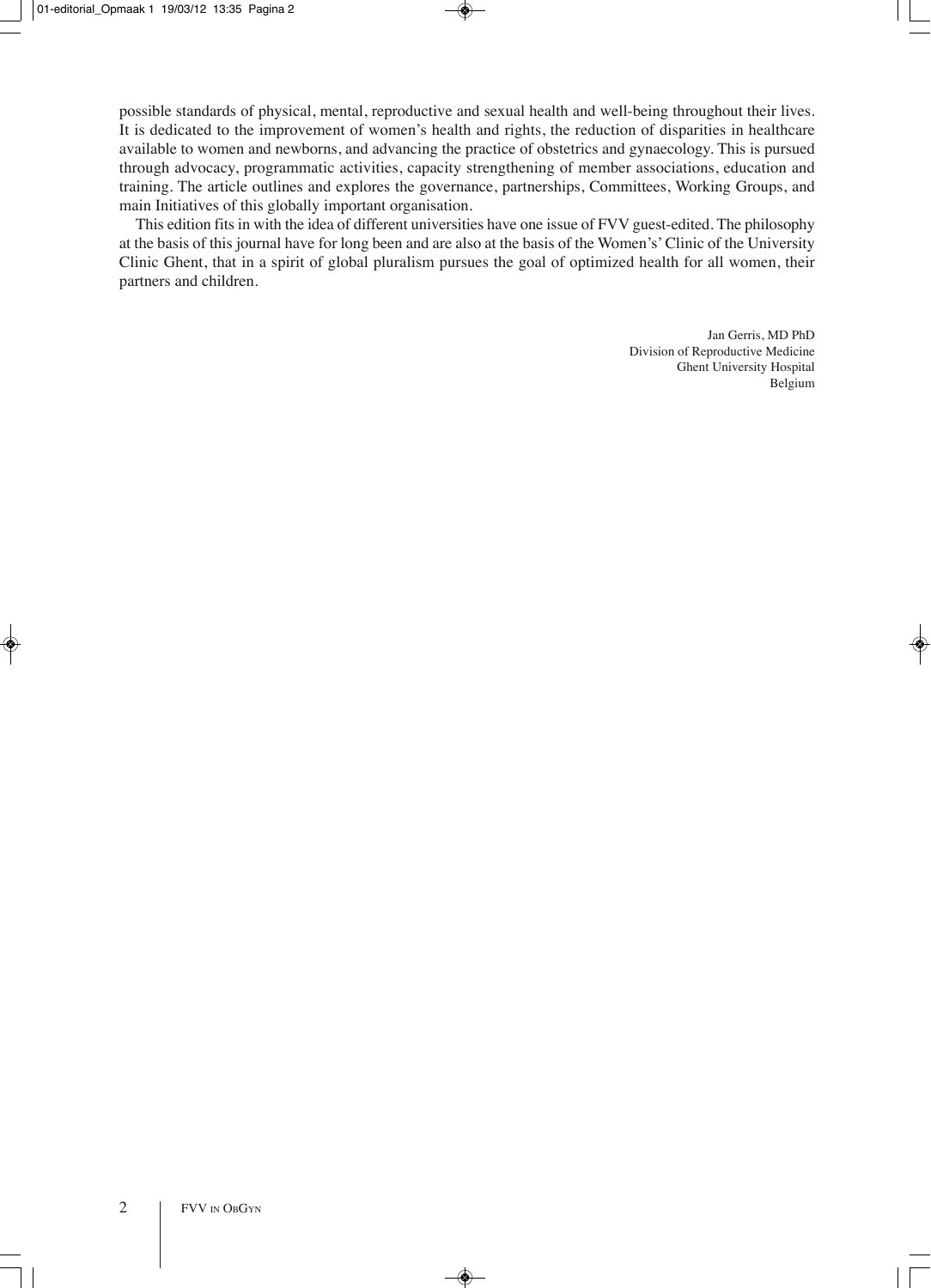possible standards of physical, mental, reproductive and sexual health and well-being throughout their lives. It is dedicated to the improvement of women's health and rights, the reduction of disparities in healthcare available to women and newborns, and advancing the practice of obstetrics and gynaecology. This is pursued through advocacy, programmatic activities, capacity strengthening of member associations, education and training. The article outlines and explores the governance, partnerships, Committees, Working Groups, and main Initiatives of this globally important organisation.

This edition fits in with the idea of different universities have one issue of FVV guest-edited. The philosophy at the basis of this journal have for long been and are also at the basis of the Women's' Clinic of the University Clinic Ghent, that in a spirit of global pluralism pursues the goal of optimized health for all women, their partners and children.

Jan Gerris, MD PhD
Division of Reproductive Medicine
Ghent University Hospital
Belgium